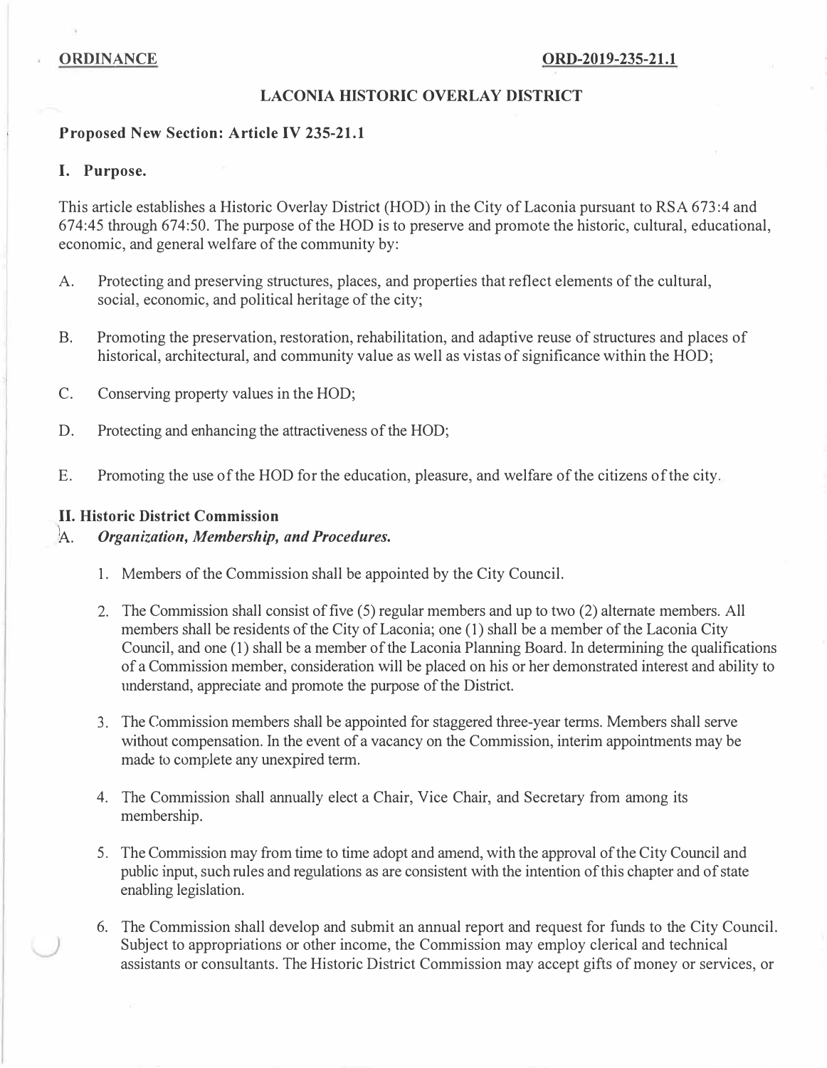**ORDINANCE** **ORD-2019-235-21.1**

# LACONIA HISTORIC OVERLAY DISTRICT

## Proposed New Section: Article IV 235-21.1

## I. Purpose.

This article establishes a Historic Overlay District (HOD) in the City of Laconia pursuant to RSA 673:4 and 674:45 through 674:50. The purpose of the HOD is to preserve and promote the historic, cultural, educational, economic, and general welfare of the community by:

A. Protecting and preserving structures, places, and properties that reflect elements of the cultural, social, economic, and political heritage of the city;

B. Promoting the preservation, restoration, rehabilitation, and adaptive reuse of structures and places of historical, architectural, and community value as well as vistas of significance within the HOD;

C. Conserving property values in the HOD;

D. Protecting and enhancing the attractiveness of the HOD;

E. Promoting the use of the HOD for the education, pleasure, and welfare of the citizens of the city.

## II. Historic District Commission

A. ***Organization, Membership, and Procedures.***

1. Members of the Commission shall be appointed by the City Council.

2. The Commission shall consist of five (5) regular members and up to two (2) alternate members. All members shall be residents of the City of Laconia; one (1) shall be a member of the Laconia City Council, and one (1) shall be a member of the Laconia Planning Board. In determining the qualifications of a Commission member, consideration will be placed on his or her demonstrated interest and ability to understand, appreciate and promote the purpose of the District.

3. The Commission members shall be appointed for staggered three-year terms. Members shall serve without compensation. In the event of a vacancy on the Commission, interim appointments may be made to complete any unexpired term.

4. The Commission shall annually elect a Chair, Vice Chair, and Secretary from among its membership.

5. The Commission may from time to time adopt and amend, with the approval of the City Council and public input, such rules and regulations as are consistent with the intention of this chapter and of state enabling legislation.

6. The Commission shall develop and submit an annual report and request for funds to the City Council. Subject to appropriations or other income, the Commission may employ clerical and technical assistants or consultants. The Historic District Commission may accept gifts of money or services, or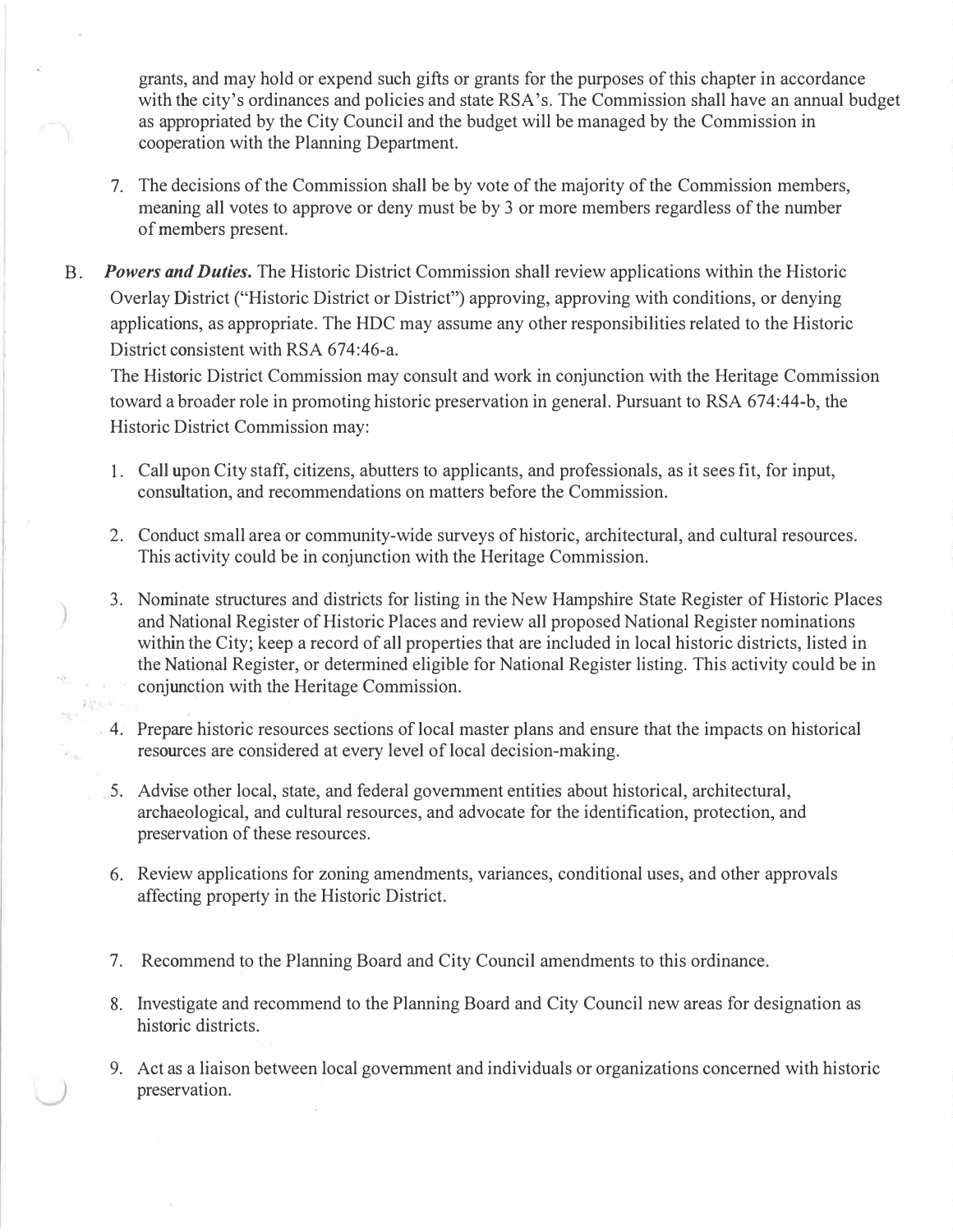grants, and may hold or expend such gifts or grants for the purposes of this chapter in accordance with the city's ordinances and policies and state RSA's. The Commission shall have an annual budget as appropriated by the City Council and the budget will be managed by the Commission in cooperation with the Planning Department.

7. The decisions of the Commission shall be by vote of the majority of the Commission members, meaning all votes to approve or deny must be by 3 or more members regardless of the number of members present.

B. ***Powers and Duties.*** The Historic District Commission shall review applications within the Historic Overlay District ("Historic District or District") approving, approving with conditions, or denying applications, as appropriate. The HDC may assume any other responsibilities related to the Historic District consistent with RSA 674:46-a.

The Historic District Commission may consult and work in conjunction with the Heritage Commission toward a broader role in promoting historic preservation in general. Pursuant to RSA 674:44-b, the Historic District Commission may:

1. Call upon City staff, citizens, abutters to applicants, and professionals, as it sees fit, for input, consultation, and recommendations on matters before the Commission.

2. Conduct small area or community-wide surveys of historic, architectural, and cultural resources. This activity could be in conjunction with the Heritage Commission.

3. Nominate structures and districts for listing in the New Hampshire State Register of Historic Places and National Register of Historic Places and review all proposed National Register nominations within the City; keep a record of all properties that are included in local historic districts, listed in the National Register, or determined eligible for National Register listing. This activity could be in conjunction with the Heritage Commission.

4. Prepare historic resources sections of local master plans and ensure that the impacts on historical resources are considered at every level of local decision-making.

5. Advise other local, state, and federal government entities about historical, architectural, archaeological, and cultural resources, and advocate for the identification, protection, and preservation of these resources.

6. Review applications for zoning amendments, variances, conditional uses, and other approvals affecting property in the Historic District.

7. Recommend to the Planning Board and City Council amendments to this ordinance.

8. Investigate and recommend to the Planning Board and City Council new areas for designation as historic districts.

9. Act as a liaison between local government and individuals or organizations concerned with historic preservation.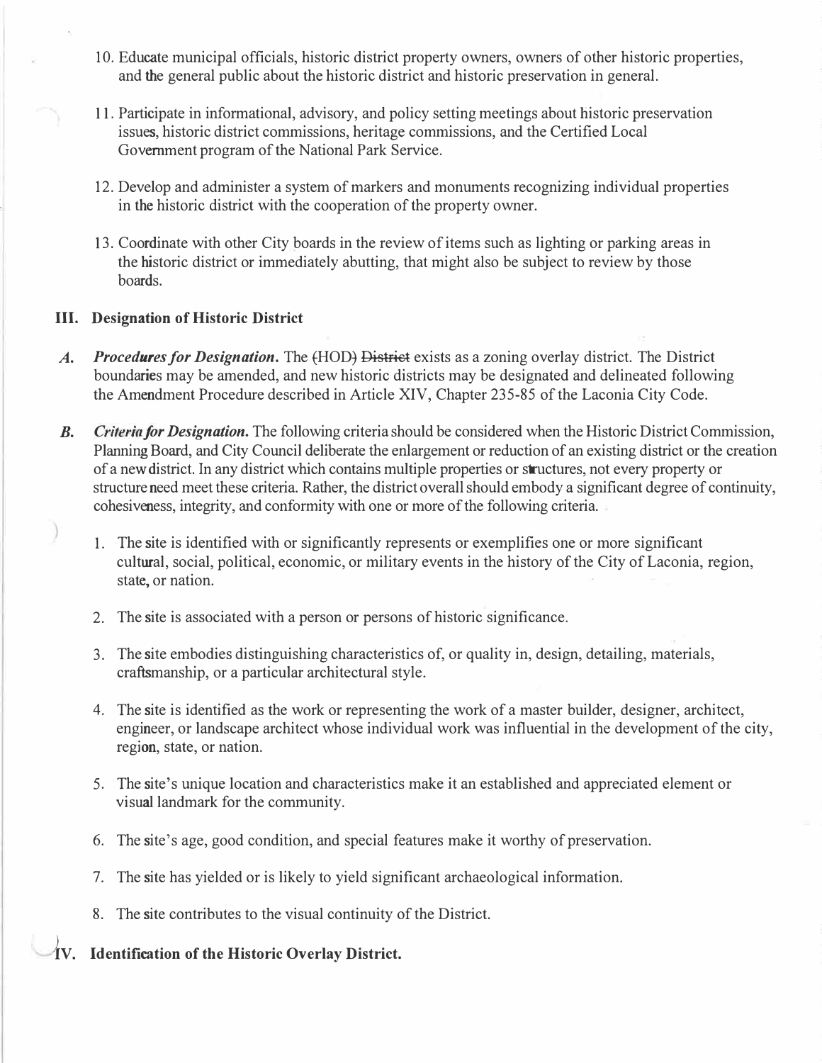10. Educate municipal officials, historic district property owners, owners of other historic properties, and the general public about the historic district and historic preservation in general.

11. Participate in informational, advisory, and policy setting meetings about historic preservation issues, historic district commissions, heritage commissions, and the Certified Local Government program of the National Park Service.

12. Develop and administer a system of markers and monuments recognizing individual properties in the historic district with the cooperation of the property owner.

13. Coordinate with other City boards in the review of items such as lighting or parking areas in the historic district or immediately abutting, that might also be subject to review by those boards.

## III. Designation of Historic District

*A.* ***Procedures for Designation.*** The ~~(~~HOD~~)~~ ~~District~~ exists as a zoning overlay district. The District boundaries may be amended, and new historic districts may be designated and delineated following the Amendment Procedure described in Article XIV, Chapter 235-85 of the Laconia City Code.

*B.* ***Criteria for Designation.*** The following criteria should be considered when the Historic District Commission, Planning Board, and City Council deliberate the enlargement or reduction of an existing district or the creation of a new district. In any district which contains multiple properties or structures, not every property or structure need meet these criteria. Rather, the district overall should embody a significant degree of continuity, cohesiveness, integrity, and conformity with one or more of the following criteria.

1. The site is identified with or significantly represents or exemplifies one or more significant cultural, social, political, economic, or military events in the history of the City of Laconia, region, state, or nation.

2. The site is associated with a person or persons of historic significance.

3. The site embodies distinguishing characteristics of, or quality in, design, detailing, materials, craftsmanship, or a particular architectural style.

4. The site is identified as the work or representing the work of a master builder, designer, architect, engineer, or landscape architect whose individual work was influential in the development of the city, region, state, or nation.

5. The site's unique location and characteristics make it an established and appreciated element or visual landmark for the community.

6. The site's age, good condition, and special features make it worthy of preservation.

7. The site has yielded or is likely to yield significant archaeological information.

8. The site contributes to the visual continuity of the District.

## IV. Identification of the Historic Overlay District.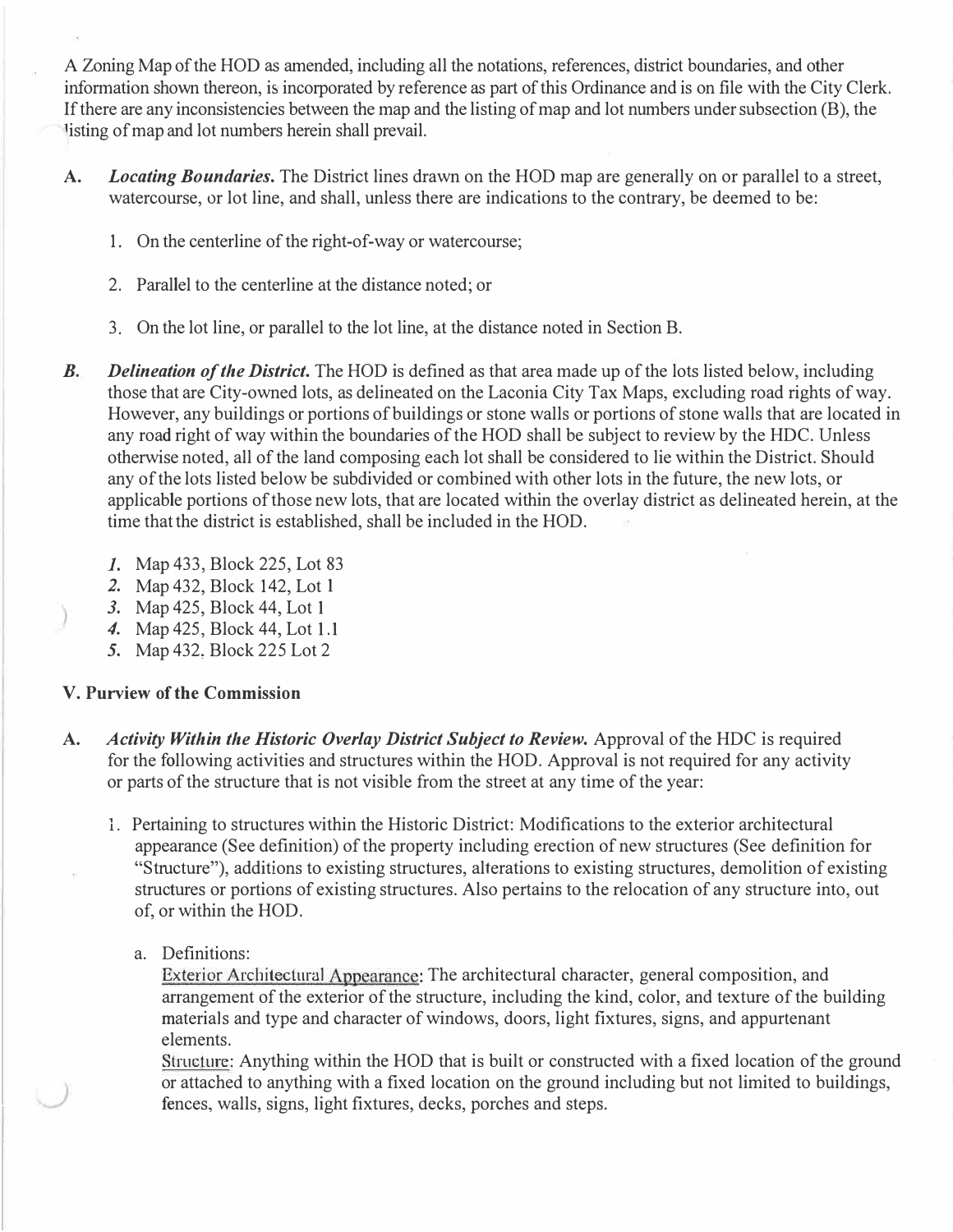A Zoning Map of the HOD as amended, including all the notations, references, district boundaries, and other information shown thereon, is incorporated by reference as part of this Ordinance and is on file with the City Clerk. If there are any inconsistencies between the map and the listing of map and lot numbers under subsection (B), the listing of map and lot numbers herein shall prevail.

**A.** ***Locating Boundaries.*** The District lines drawn on the HOD map are generally on or parallel to a street, watercourse, or lot line, and shall, unless there are indications to the contrary, be deemed to be:

1. On the centerline of the right-of-way or watercourse;

2. Parallel to the centerline at the distance noted; or

3. On the lot line, or parallel to the lot line, at the distance noted in Section B.

***B.*** ***Delineation of the District.*** The HOD is defined as that area made up of the lots listed below, including those that are City-owned lots, as delineated on the Laconia City Tax Maps, excluding road rights of way. However, any buildings or portions of buildings or stone walls or portions of stone walls that are located in any road right of way within the boundaries of the HOD shall be subject to review by the HDC. Unless otherwise noted, all of the land composing each lot shall be considered to lie within the District. Should any of the lots listed below be subdivided or combined with other lots in the future, the new lots, or applicable portions of those new lots, that are located within the overlay district as delineated herein, at the time that the district is established, shall be included in the HOD.

*1.* Map 433, Block 225, Lot 83
*2.* Map 432, Block 142, Lot 1
*3.* Map 425, Block 44, Lot 1
*4.* Map 425, Block 44, Lot 1.1
*5.* Map 432, Block 225 Lot 2

## V. Purview of the Commission

**A.** ***Activity Within the Historic Overlay District Subject to Review.*** Approval of the HDC is required for the following activities and structures within the HOD. Approval is not required for any activity or parts of the structure that is not visible from the street at any time of the year:

1. Pertaining to structures within the Historic District: Modifications to the exterior architectural appearance (See definition) of the property including erection of new structures (See definition for "Structure"), additions to existing structures, alterations to existing structures, demolition of existing structures or portions of existing structures. Also pertains to the relocation of any structure into, out of, or within the HOD.

   a. Definitions:
   <u>Exterior Architectural Appearance</u>: The architectural character, general composition, and arrangement of the exterior of the structure, including the kind, color, and texture of the building materials and type and character of windows, doors, light fixtures, signs, and appurtenant elements.
   <u>Structure</u>: Anything within the HOD that is built or constructed with a fixed location of the ground or attached to anything with a fixed location on the ground including but not limited to buildings, fences, walls, signs, light fixtures, decks, porches and steps.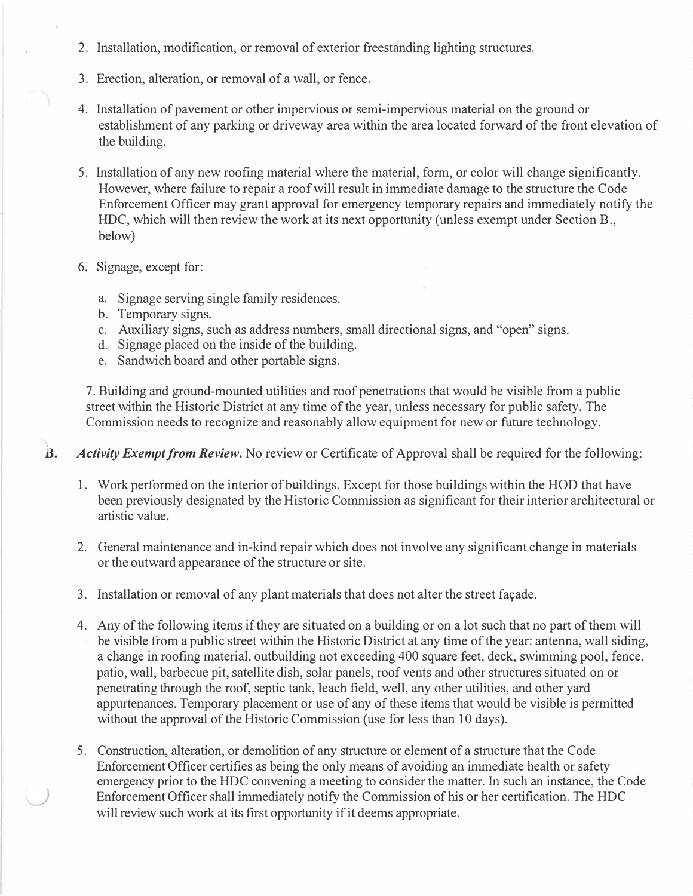2. Installation, modification, or removal of exterior freestanding lighting structures.

3. Erection, alteration, or removal of a wall, or fence.

4. Installation of pavement or other impervious or semi-impervious material on the ground or establishment of any parking or driveway area within the area located forward of the front elevation of the building.

5. Installation of any new roofing material where the material, form, or color will change significantly. However, where failure to repair a roof will result in immediate damage to the structure the Code Enforcement Officer may grant approval for emergency temporary repairs and immediately notify the HDC, which will then review the work at its next opportunity (unless exempt under Section B., below)

6. Signage, except for:

   a. Signage serving single family residences.
   b. Temporary signs.
   c. Auxiliary signs, such as address numbers, small directional signs, and "open" signs.
   d. Signage placed on the inside of the building.
   e. Sandwich board and other portable signs.

7. Building and ground-mounted utilities and roof penetrations that would be visible from a public street within the Historic District at any time of the year, unless necessary for public safety. The Commission needs to recognize and reasonably allow equipment for new or future technology.

**B.** ***Activity Exempt from Review.*** No review or Certificate of Approval shall be required for the following:

1. Work performed on the interior of buildings. Except for those buildings within the HOD that have been previously designated by the Historic Commission as significant for their interior architectural or artistic value.

2. General maintenance and in-kind repair which does not involve any significant change in materials or the outward appearance of the structure or site.

3. Installation or removal of any plant materials that does not alter the street façade.

4. Any of the following items if they are situated on a building or on a lot such that no part of them will be visible from a public street within the Historic District at any time of the year: antenna, wall siding, a change in roofing material, outbuilding not exceeding 400 square feet, deck, swimming pool, fence, patio, wall, barbecue pit, satellite dish, solar panels, roof vents and other structures situated on or penetrating through the roof, septic tank, leach field, well, any other utilities, and other yard appurtenances. Temporary placement or use of any of these items that would be visible is permitted without the approval of the Historic Commission (use for less than 10 days).

5. Construction, alteration, or demolition of any structure or element of a structure that the Code Enforcement Officer certifies as being the only means of avoiding an immediate health or safety emergency prior to the HDC convening a meeting to consider the matter. In such an instance, the Code Enforcement Officer shall immediately notify the Commission of his or her certification. The HDC will review such work at its first opportunity if it deems appropriate.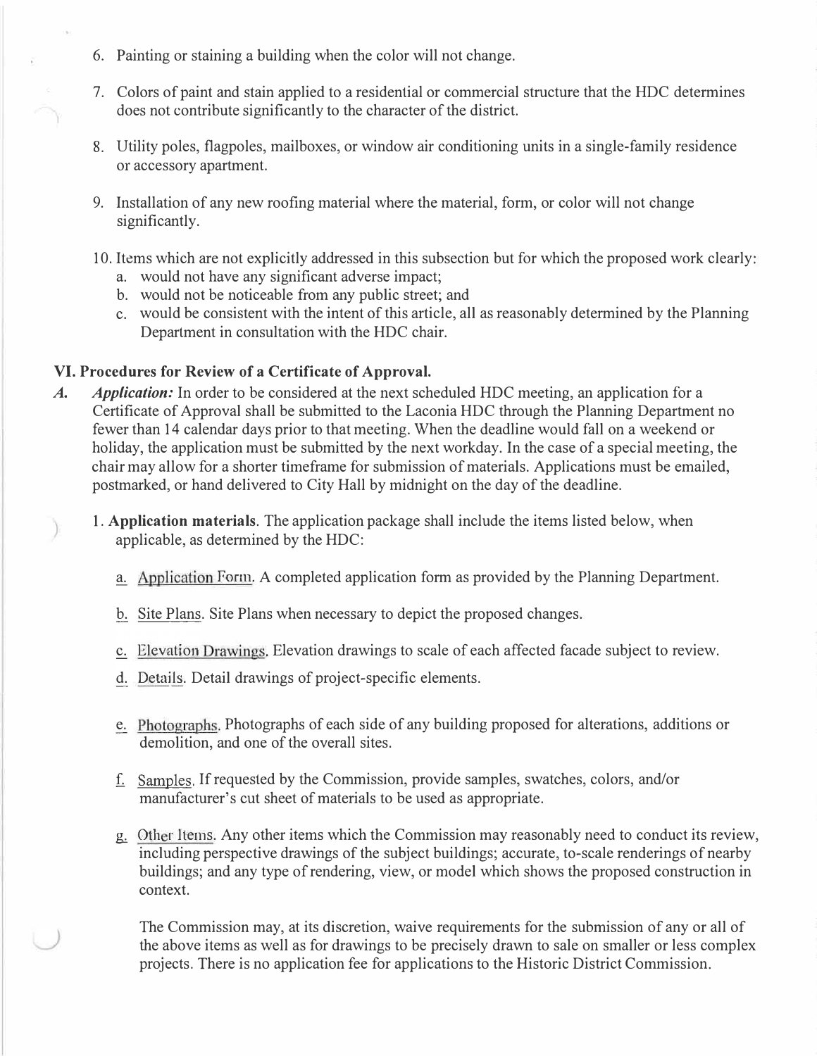6. Painting or staining a building when the color will not change.

7. Colors of paint and stain applied to a residential or commercial structure that the HDC determines does not contribute significantly to the character of the district.

8. Utility poles, flagpoles, mailboxes, or window air conditioning units in a single-family residence or accessory apartment.

9. Installation of any new roofing material where the material, form, or color will not change significantly.

10. Items which are not explicitly addressed in this subsection but for which the proposed work clearly:
    a. would not have any significant adverse impact;
    b. would not be noticeable from any public street; and
    c. would be consistent with the intent of this article, all as reasonably determined by the Planning Department in consultation with the HDC chair.

### VI. Procedures for Review of a Certificate of Approval.

***A.*** ***Application:*** In order to be considered at the next scheduled HDC meeting, an application for a Certificate of Approval shall be submitted to the Laconia HDC through the Planning Department no fewer than 14 calendar days prior to that meeting. When the deadline would fall on a weekend or holiday, the application must be submitted by the next workday. In the case of a special meeting, the chair may allow for a shorter timeframe for submission of materials. Applications must be emailed, postmarked, or hand delivered to City Hall by midnight on the day of the deadline.

1. **Application materials**. The application package shall include the items listed below, when applicable, as determined by the HDC:

   a. Application Form. A completed application form as provided by the Planning Department.

   b. Site Plans. Site Plans when necessary to depict the proposed changes.

   c. Elevation Drawings. Elevation drawings to scale of each affected facade subject to review.

   d. Details. Detail drawings of project-specific elements.

   e. Photographs. Photographs of each side of any building proposed for alterations, additions or demolition, and one of the overall sites.

   f. Samples. If requested by the Commission, provide samples, swatches, colors, and/or manufacturer's cut sheet of materials to be used as appropriate.

   g. Other Items. Any other items which the Commission may reasonably need to conduct its review, including perspective drawings of the subject buildings; accurate, to-scale renderings of nearby buildings; and any type of rendering, view, or model which shows the proposed construction in context.

   The Commission may, at its discretion, waive requirements for the submission of any or all of the above items as well as for drawings to be precisely drawn to sale on smaller or less complex projects. There is no application fee for applications to the Historic District Commission.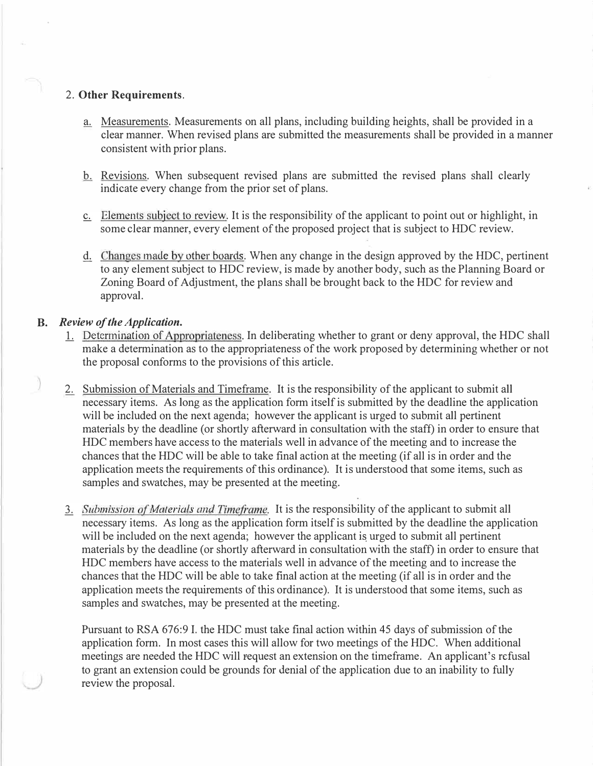2. **Other Requirements**.

   a. Measurements. Measurements on all plans, including building heights, shall be provided in a clear manner. When revised plans are submitted the measurements shall be provided in a manner consistent with prior plans.

   b. Revisions. When subsequent revised plans are submitted the revised plans shall clearly indicate every change from the prior set of plans.

   c. Elements subject to review. It is the responsibility of the applicant to point out or highlight, in some clear manner, every element of the proposed project that is subject to HDC review.

   d. Changes made by other boards. When any change in the design approved by the HDC, pertinent to any element subject to HDC review, is made by another body, such as the Planning Board or Zoning Board of Adjustment, the plans shall be brought back to the HDC for review and approval.

**B.** ***Review of the Application.***

1. Determination of Appropriateness. In deliberating whether to grant or deny approval, the HDC shall make a determination as to the appropriateness of the work proposed by determining whether or not the proposal conforms to the provisions of this article.

2. Submission of Materials and Timeframe. It is the responsibility of the applicant to submit all necessary items. As long as the application form itself is submitted by the deadline the application will be included on the next agenda; however the applicant is urged to submit all pertinent materials by the deadline (or shortly afterward in consultation with the staff) in order to ensure that HDC members have access to the materials well in advance of the meeting and to increase the chances that the HDC will be able to take final action at the meeting (if all is in order and the application meets the requirements of this ordinance). It is understood that some items, such as samples and swatches, may be presented at the meeting.

3. *Submission of Materials and Timeframe.* It is the responsibility of the applicant to submit all necessary items. As long as the application form itself is submitted by the deadline the application will be included on the next agenda; however the applicant is urged to submit all pertinent materials by the deadline (or shortly afterward in consultation with the staff) in order to ensure that HDC members have access to the materials well in advance of the meeting and to increase the chances that the HDC will be able to take final action at the meeting (if all is in order and the application meets the requirements of this ordinance). It is understood that some items, such as samples and swatches, may be presented at the meeting.

   Pursuant to RSA 676:9 I. the HDC must take final action within 45 days of submission of the application form. In most cases this will allow for two meetings of the HDC. When additional meetings are needed the HDC will request an extension on the timeframe. An applicant's refusal to grant an extension could be grounds for denial of the application due to an inability to fully review the proposal.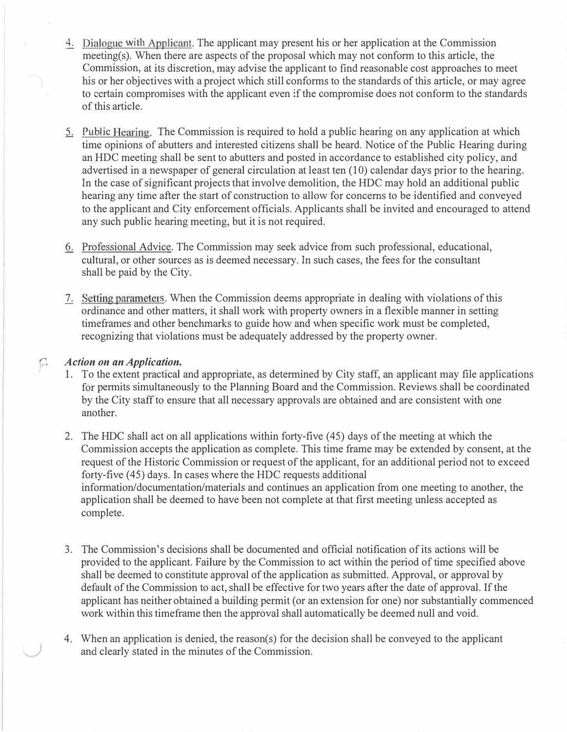4. <u>Dialogue with Applicant</u>. The applicant may present his or her application at the Commission meeting(s). When there are aspects of the proposal which may not conform to this article, the Commission, at its discretion, may advise the applicant to find reasonable cost approaches to meet his or her objectives with a project which still conforms to the standards of this article, or may agree to certain compromises with the applicant even if the compromise does not conform to the standards of this article.

5. <u>Public Hearing</u>. The Commission is required to hold a public hearing on any application at which time opinions of abutters and interested citizens shall be heard. Notice of the Public Hearing during an HDC meeting shall be sent to abutters and posted in accordance to established city policy, and advertised in a newspaper of general circulation at least ten (10) calendar days prior to the hearing. In the case of significant projects that involve demolition, the HDC may hold an additional public hearing any time after the start of construction to allow for concerns to be identified and conveyed to the applicant and City enforcement officials. Applicants shall be invited and encouraged to attend any such public hearing meeting, but it is not required.

6. <u>Professional Advice</u>. The Commission may seek advice from such professional, educational, cultural, or other sources as is deemed necessary. In such cases, the fees for the consultant shall be paid by the City.

7. <u>Setting parameters</u>. When the Commission deems appropriate in dealing with violations of this ordinance and other matters, it shall work with property owners in a flexible manner in setting timeframes and other benchmarks to guide how and when specific work must be completed, recognizing that violations must be adequately addressed by the property owner.

C. ***Action on an Application.***

1. To the extent practical and appropriate, as determined by City staff, an applicant may file applications for permits simultaneously to the Planning Board and the Commission. Reviews shall be coordinated by the City staff to ensure that all necessary approvals are obtained and are consistent with one another.

2. The HDC shall act on all applications within forty-five (45) days of the meeting at which the Commission accepts the application as complete. This time frame may be extended by consent, at the request of the Historic Commission or request of the applicant, for an additional period not to exceed forty-five (45) days. In cases where the HDC requests additional information/documentation/materials and continues an application from one meeting to another, the application shall be deemed to have been not complete at that first meeting unless accepted as complete.

3. The Commission's decisions shall be documented and official notification of its actions will be provided to the applicant. Failure by the Commission to act within the period of time specified above shall be deemed to constitute approval of the application as submitted. Approval, or approval by default of the Commission to act, shall be effective for two years after the date of approval. If the applicant has neither obtained a building permit (or an extension for one) nor substantially commenced work within this timeframe then the approval shall automatically be deemed null and void.

4. When an application is denied, the reason(s) for the decision shall be conveyed to the applicant and clearly stated in the minutes of the Commission.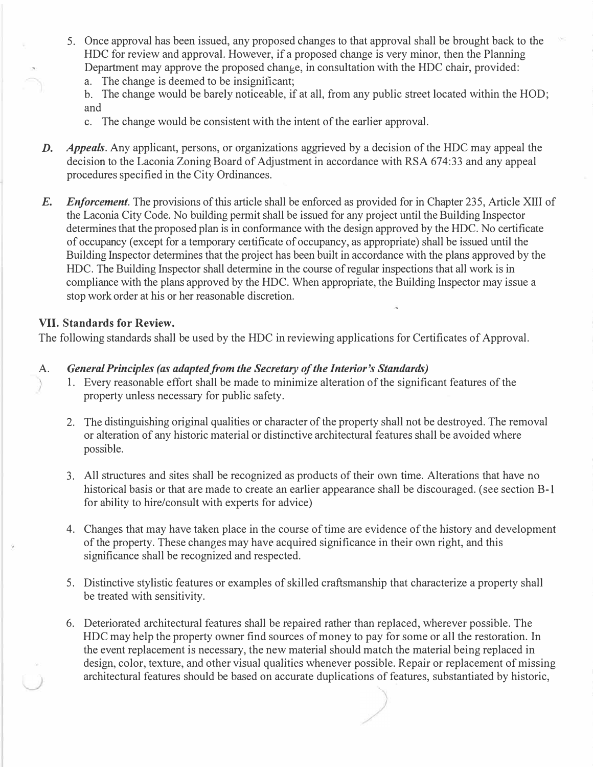5. Once approval has been issued, any proposed changes to that approval shall be brought back to the HDC for review and approval. However, if a proposed change is very minor, then the Planning Department may approve the proposed change, in consultation with the HDC chair, provided:
   a. The change is deemed to be insignificant;
   b. The change would be barely noticeable, if at all, from any public street located within the HOD; and
   c. The change would be consistent with the intent of the earlier approval.

***D.*** ***Appeals***. Any applicant, persons, or organizations aggrieved by a decision of the HDC may appeal the decision to the Laconia Zoning Board of Adjustment in accordance with RSA 674:33 and any appeal procedures specified in the City Ordinances.

***E.*** ***Enforcement***. The provisions of this article shall be enforced as provided for in Chapter 235, Article XIII of the Laconia City Code. No building permit shall be issued for any project until the Building Inspector determines that the proposed plan is in conformance with the design approved by the HDC. No certificate of occupancy (except for a temporary certificate of occupancy, as appropriate) shall be issued until the Building Inspector determines that the project has been built in accordance with the plans approved by the HDC. The Building Inspector shall determine in the course of regular inspections that all work is in compliance with the plans approved by the HDC. When appropriate, the Building Inspector may issue a stop work order at his or her reasonable discretion.

**VII. Standards for Review.**

The following standards shall be used by the HDC in reviewing applications for Certificates of Approval.

A. ***General Principles (as adapted from the Secretary of the Interior's Standards)***

1. Every reasonable effort shall be made to minimize alteration of the significant features of the property unless necessary for public safety.

2. The distinguishing original qualities or character of the property shall not be destroyed. The removal or alteration of any historic material or distinctive architectural features shall be avoided where possible.

3. All structures and sites shall be recognized as products of their own time. Alterations that have no historical basis or that are made to create an earlier appearance shall be discouraged. (see section B-1 for ability to hire/consult with experts for advice)

4. Changes that may have taken place in the course of time are evidence of the history and development of the property. These changes may have acquired significance in their own right, and this significance shall be recognized and respected.

5. Distinctive stylistic features or examples of skilled craftsmanship that characterize a property shall be treated with sensitivity.

6. Deteriorated architectural features shall be repaired rather than replaced, wherever possible. The HDC may help the property owner find sources of money to pay for some or all the restoration. In the event replacement is necessary, the new material should match the material being replaced in design, color, texture, and other visual qualities whenever possible. Repair or replacement of missing architectural features should be based on accurate duplications of features, substantiated by historic,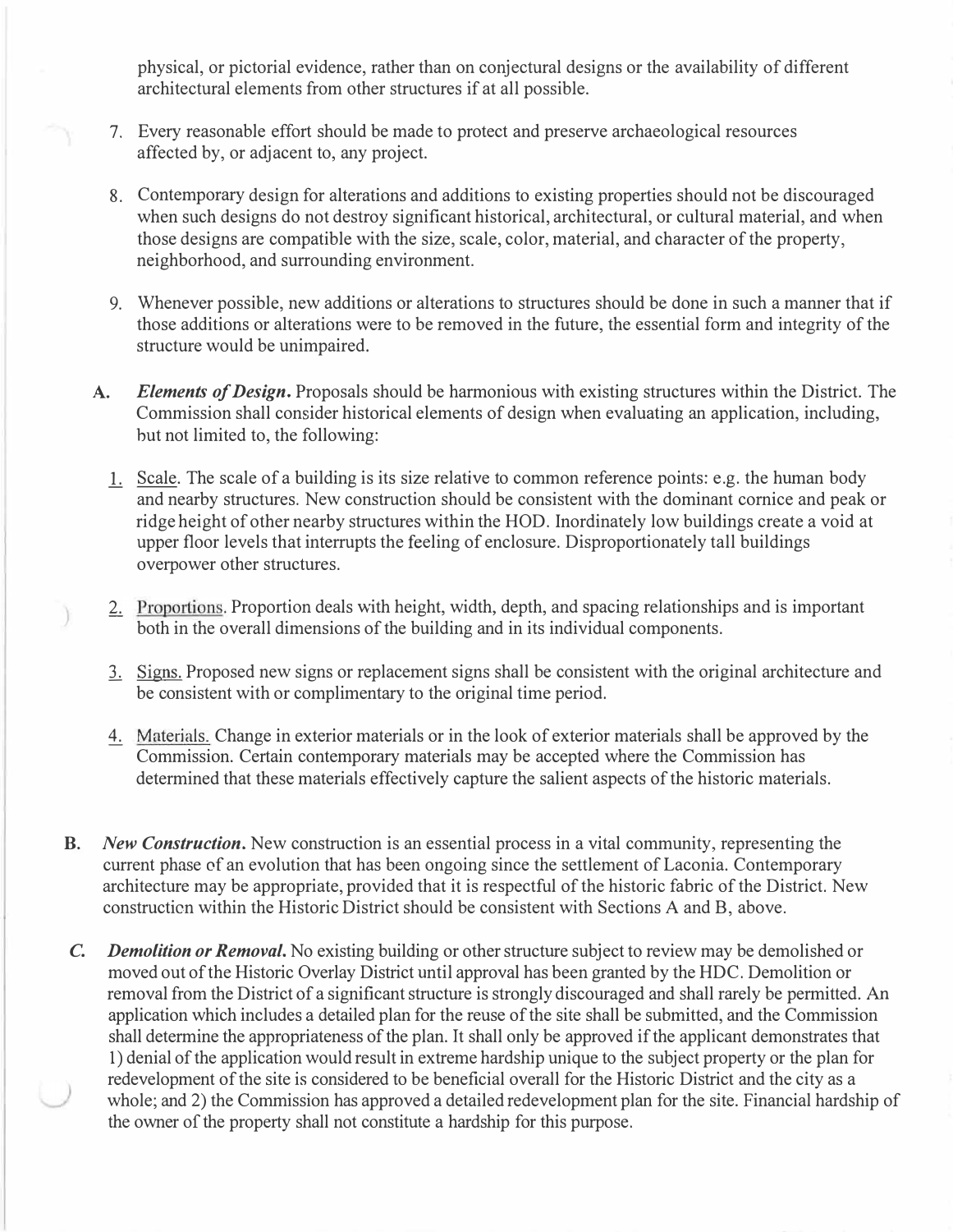physical, or pictorial evidence, rather than on conjectural designs or the availability of different architectural elements from other structures if at all possible.

7. Every reasonable effort should be made to protect and preserve archaeological resources affected by, or adjacent to, any project.

8. Contemporary design for alterations and additions to existing properties should not be discouraged when such designs do not destroy significant historical, architectural, or cultural material, and when those designs are compatible with the size, scale, color, material, and character of the property, neighborhood, and surrounding environment.

9. Whenever possible, new additions or alterations to structures should be done in such a manner that if those additions or alterations were to be removed in the future, the essential form and integrity of the structure would be unimpaired.

**A.** ***Elements of Design.*** Proposals should be harmonious with existing structures within the District. The Commission shall consider historical elements of design when evaluating an application, including, but not limited to, the following:

1. Scale. The scale of a building is its size relative to common reference points: e.g. the human body and nearby structures. New construction should be consistent with the dominant cornice and peak or ridge height of other nearby structures within the HOD. Inordinately low buildings create a void at upper floor levels that interrupts the feeling of enclosure. Disproportionately tall buildings overpower other structures.

2. Proportions. Proportion deals with height, width, depth, and spacing relationships and is important both in the overall dimensions of the building and in its individual components.

3. Signs. Proposed new signs or replacement signs shall be consistent with the original architecture and be consistent with or complimentary to the original time period.

4. Materials. Change in exterior materials or in the look of exterior materials shall be approved by the Commission. Certain contemporary materials may be accepted where the Commission has determined that these materials effectively capture the salient aspects of the historic materials.

**B.** ***New Construction.*** New construction is an essential process in a vital community, representing the current phase of an evolution that has been ongoing since the settlement of Laconia. Contemporary architecture may be appropriate, provided that it is respectful of the historic fabric of the District. New construction within the Historic District should be consistent with Sections A and B, above.

***C.*** ***Demolition or Removal.*** No existing building or other structure subject to review may be demolished or moved out of the Historic Overlay District until approval has been granted by the HDC. Demolition or removal from the District of a significant structure is strongly discouraged and shall rarely be permitted. An application which includes a detailed plan for the reuse of the site shall be submitted, and the Commission shall determine the appropriateness of the plan. It shall only be approved if the applicant demonstrates that 1) denial of the application would result in extreme hardship unique to the subject property or the plan for redevelopment of the site is considered to be beneficial overall for the Historic District and the city as a whole; and 2) the Commission has approved a detailed redevelopment plan for the site. Financial hardship of the owner of the property shall not constitute a hardship for this purpose.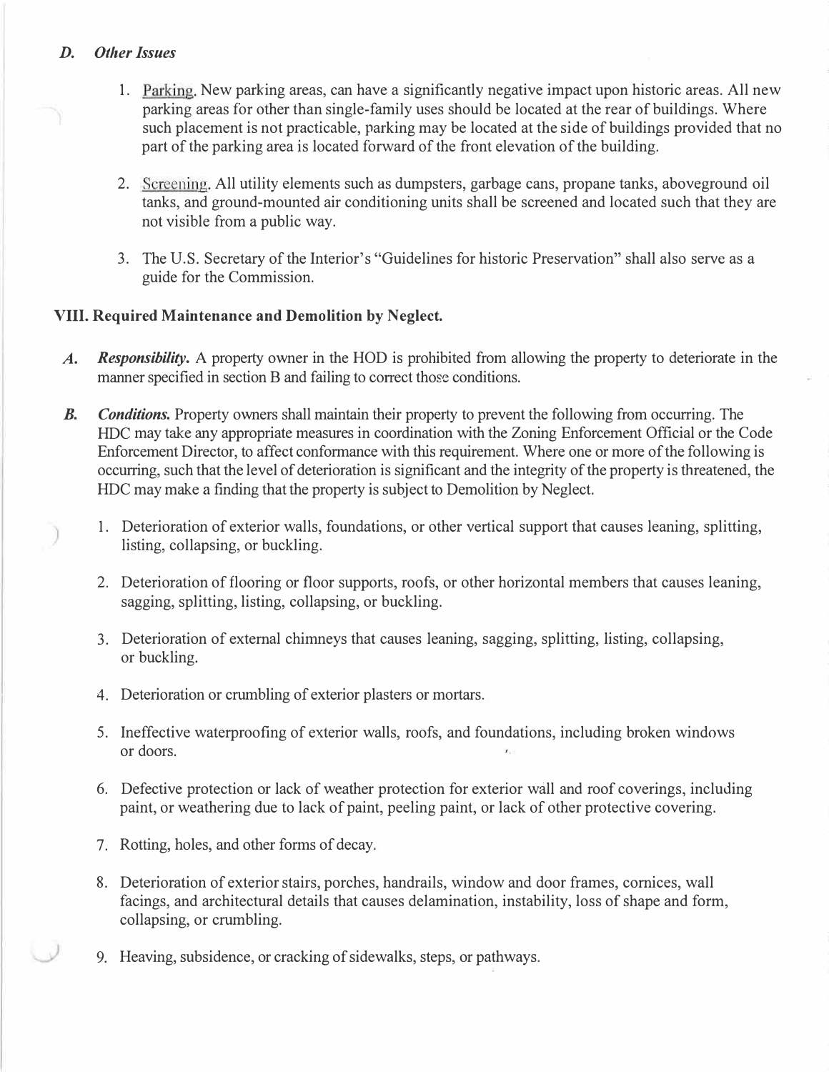### *D. Other Issues*

1. Parking. New parking areas, can have a significantly negative impact upon historic areas. All new parking areas for other than single-family uses should be located at the rear of buildings. Where such placement is not practicable, parking may be located at the side of buildings provided that no part of the parking area is located forward of the front elevation of the building.

2. Screening. All utility elements such as dumpsters, garbage cans, propane tanks, aboveground oil tanks, and ground-mounted air conditioning units shall be screened and located such that they are not visible from a public way.

3. The U.S. Secretary of the Interior's "Guidelines for historic Preservation" shall also serve as a guide for the Commission.

## VIII. Required Maintenance and Demolition by Neglect.

*A.* ***Responsibility.*** A property owner in the HOD is prohibited from allowing the property to deteriorate in the manner specified in section B and failing to correct those conditions.

*B.* ***Conditions.*** Property owners shall maintain their property to prevent the following from occurring. The HDC may take any appropriate measures in coordination with the Zoning Enforcement Official or the Code Enforcement Director, to affect conformance with this requirement. Where one or more of the following is occurring, such that the level of deterioration is significant and the integrity of the property is threatened, the HDC may make a finding that the property is subject to Demolition by Neglect.

1. Deterioration of exterior walls, foundations, or other vertical support that causes leaning, splitting, listing, collapsing, or buckling.

2. Deterioration of flooring or floor supports, roofs, or other horizontal members that causes leaning, sagging, splitting, listing, collapsing, or buckling.

3. Deterioration of external chimneys that causes leaning, sagging, splitting, listing, collapsing, or buckling.

4. Deterioration or crumbling of exterior plasters or mortars.

5. Ineffective waterproofing of exterior walls, roofs, and foundations, including broken windows or doors.

6. Defective protection or lack of weather protection for exterior wall and roof coverings, including paint, or weathering due to lack of paint, peeling paint, or lack of other protective covering.

7. Rotting, holes, and other forms of decay.

8. Deterioration of exterior stairs, porches, handrails, window and door frames, cornices, wall facings, and architectural details that causes delamination, instability, loss of shape and form, collapsing, or crumbling.

9. Heaving, subsidence, or cracking of sidewalks, steps, or pathways.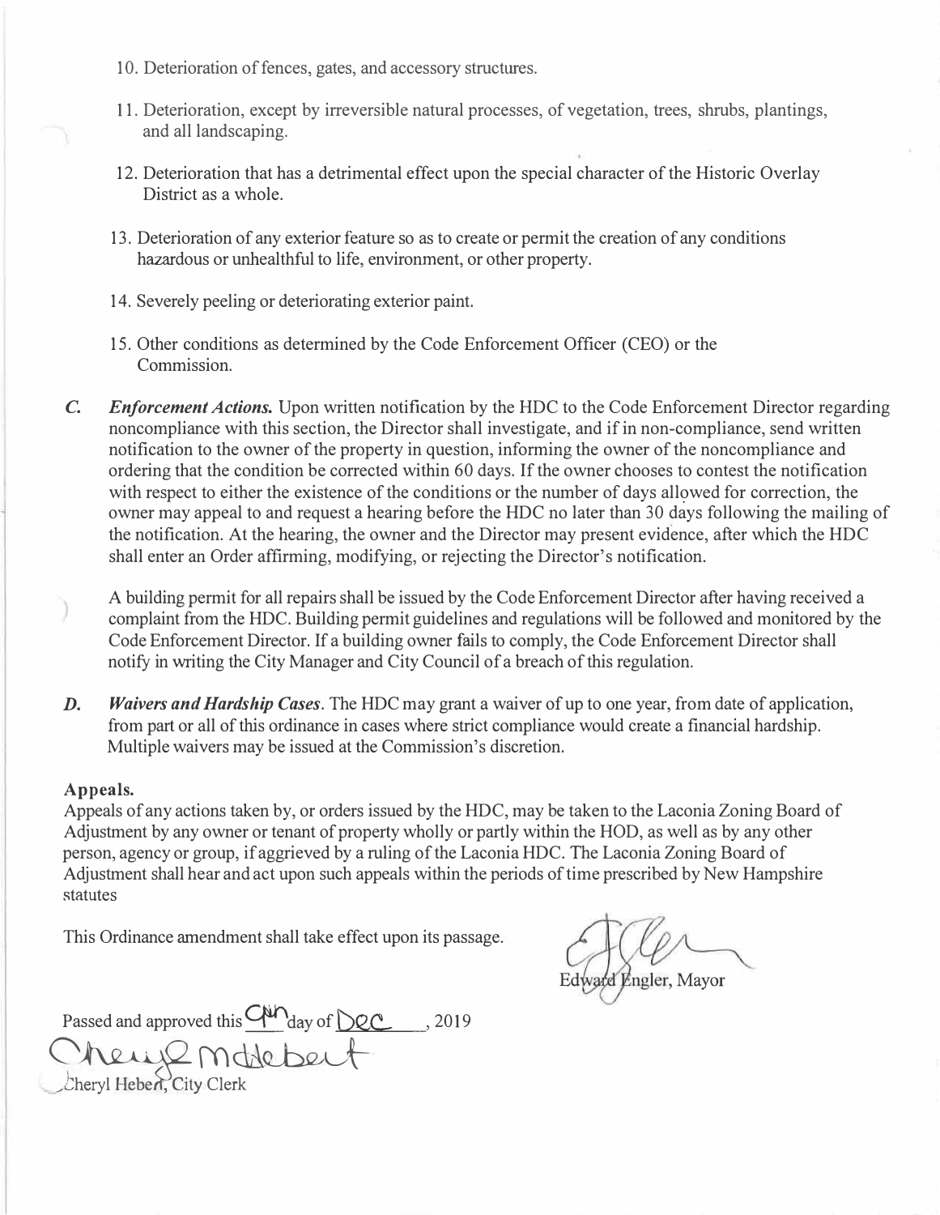10. Deterioration of fences, gates, and accessory structures.

11. Deterioration, except by irreversible natural processes, of vegetation, trees, shrubs, plantings, and all landscaping.

12. Deterioration that has a detrimental effect upon the special character of the Historic Overlay District as a whole.

13. Deterioration of any exterior feature so as to create or permit the creation of any conditions hazardous or unhealthful to life, environment, or other property.

14. Severely peeling or deteriorating exterior paint.

15. Other conditions as determined by the Code Enforcement Officer (CEO) or the Commission.

***C. Enforcement Actions.*** Upon written notification by the HDC to the Code Enforcement Director regarding noncompliance with this section, the Director shall investigate, and if in non-compliance, send written notification to the owner of the property in question, informing the owner of the noncompliance and ordering that the condition be corrected within 60 days. If the owner chooses to contest the notification with respect to either the existence of the conditions or the number of days allowed for correction, the owner may appeal to and request a hearing before the HDC no later than 30 days following the mailing of the notification. At the hearing, the owner and the Director may present evidence, after which the HDC shall enter an Order affirming, modifying, or rejecting the Director's notification.

A building permit for all repairs shall be issued by the Code Enforcement Director after having received a complaint from the HDC. Building permit guidelines and regulations will be followed and monitored by the Code Enforcement Director. If a building owner fails to comply, the Code Enforcement Director shall notify in writing the City Manager and City Council of a breach of this regulation.

***D. Waivers and Hardship Cases.*** The HDC may grant a waiver of up to one year, from date of application, from part or all of this ordinance in cases where strict compliance would create a financial hardship. Multiple waivers may be issued at the Commission's discretion.

**Appeals.**

Appeals of any actions taken by, or orders issued by the HDC, may be taken to the Laconia Zoning Board of Adjustment by any owner or tenant of property wholly or partly within the HOD, as well as by any other person, agency or group, if aggrieved by a ruling of the Laconia HDC. The Laconia Zoning Board of Adjustment shall hear and act upon such appeals within the periods of time prescribed by New Hampshire statutes

This Ordinance amendment shall take effect upon its passage.

Edward Engler, Mayor

Passed and approved this 9th day of Dec, 2019

Cheryl Hebert, City Clerk